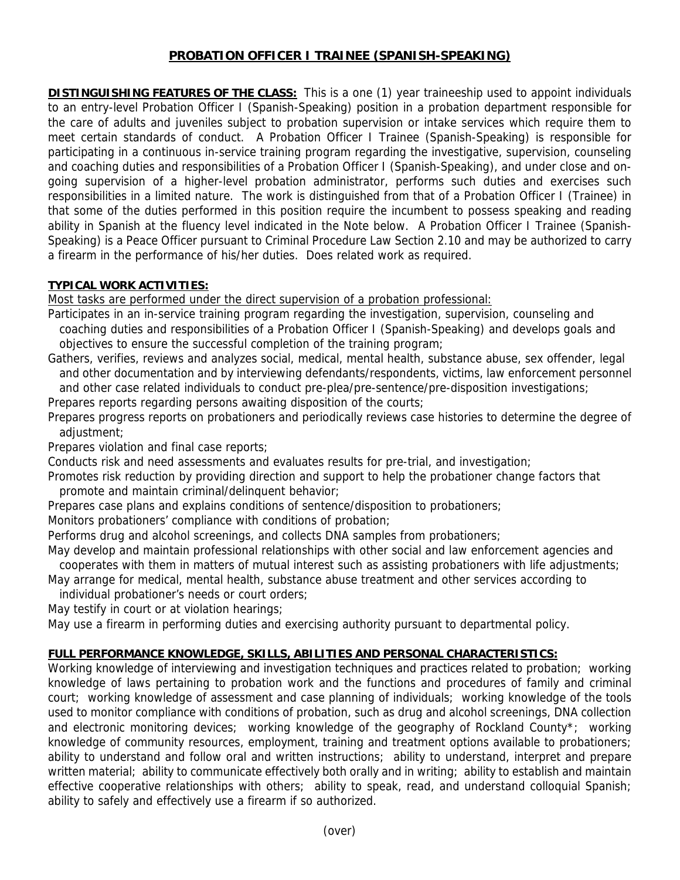# PROBATION OFFICER I TRAINEE (SPANISH-SPEAKING)

**DISTINGUISHING FEATURES OF THE CLASS:** This is a one (1) year traineeship used to appoint individuals to an entry-level Probation Officer I (Spanish-Speaking) position in a probation department responsible for the care of adults and juveniles subject to probation supervision or intake services which require them to meet certain standards of conduct. A Probation Officer I Trainee (Spanish-Speaking) is responsible for participating in a continuous in-service training program regarding the investigative, supervision, counseling and coaching duties and responsibilities of a Probation Officer I (Spanish-Speaking), and under close and on-going supervision of a higher-level probation administrator, performs such duties and exercises such responsibilities in a limited nature. The work is distinguished from that of a Probation Officer I (Trainee) in that some of the duties performed in this position require the incumbent to possess speaking and reading ability in Spanish at the fluency level indicated in the Note below. A Probation Officer I Trainee (Spanish-Speaking) is a Peace Officer pursuant to Criminal Procedure Law Section 2.10 and may be authorized to carry a firearm in the performance of his/her duties. Does related work as required.

**TYPICAL WORK ACTIVITIES:**

Most tasks are performed under the direct supervision of a probation professional:

Participates in an in-service training program regarding the investigation, supervision, counseling and coaching duties and responsibilities of a Probation Officer I (Spanish-Speaking) and develops goals and objectives to ensure the successful completion of the training program;

Gathers, verifies, reviews and analyzes social, medical, mental health, substance abuse, sex offender, legal and other documentation and by interviewing defendants/respondents, victims, law enforcement personnel and other case related individuals to conduct pre-plea/pre-sentence/pre-disposition investigations;

Prepares reports regarding persons awaiting disposition of the courts;

Prepares progress reports on probationers and periodically reviews case histories to determine the degree of adjustment;

Prepares violation and final case reports;

Conducts risk and need assessments and evaluates results for pre-trial, and investigation;

Promotes risk reduction by providing direction and support to help the probationer change factors that promote and maintain criminal/delinquent behavior;

Prepares case plans and explains conditions of sentence/disposition to probationers;

Monitors probationers' compliance with conditions of probation;

Performs drug and alcohol screenings, and collects DNA samples from probationers;

May develop and maintain professional relationships with other social and law enforcement agencies and cooperates with them in matters of mutual interest such as assisting probationers with life adjustments;

May arrange for medical, mental health, substance abuse treatment and other services according to individual probationer's needs or court orders;

May testify in court or at violation hearings;

May use a firearm in performing duties and exercising authority pursuant to departmental policy.

**FULL PERFORMANCE KNOWLEDGE, SKILLS, ABILITIES AND PERSONAL CHARACTERISTICS:**

Working knowledge of interviewing and investigation techniques and practices related to probation; working knowledge of laws pertaining to probation work and the functions and procedures of family and criminal court; working knowledge of assessment and case planning of individuals; working knowledge of the tools used to monitor compliance with conditions of probation, such as drug and alcohol screenings, DNA collection and electronic monitoring devices; working knowledge of the geography of Rockland County*; working knowledge of community resources, employment, training and treatment options available to probationers; ability to understand and follow oral and written instructions; ability to understand, interpret and prepare written material; ability to communicate effectively both orally and in writing; ability to establish and maintain effective cooperative relationships with others; ability to speak, read, and understand colloquial Spanish; ability to safely and effectively use a firearm if so authorized.

(over)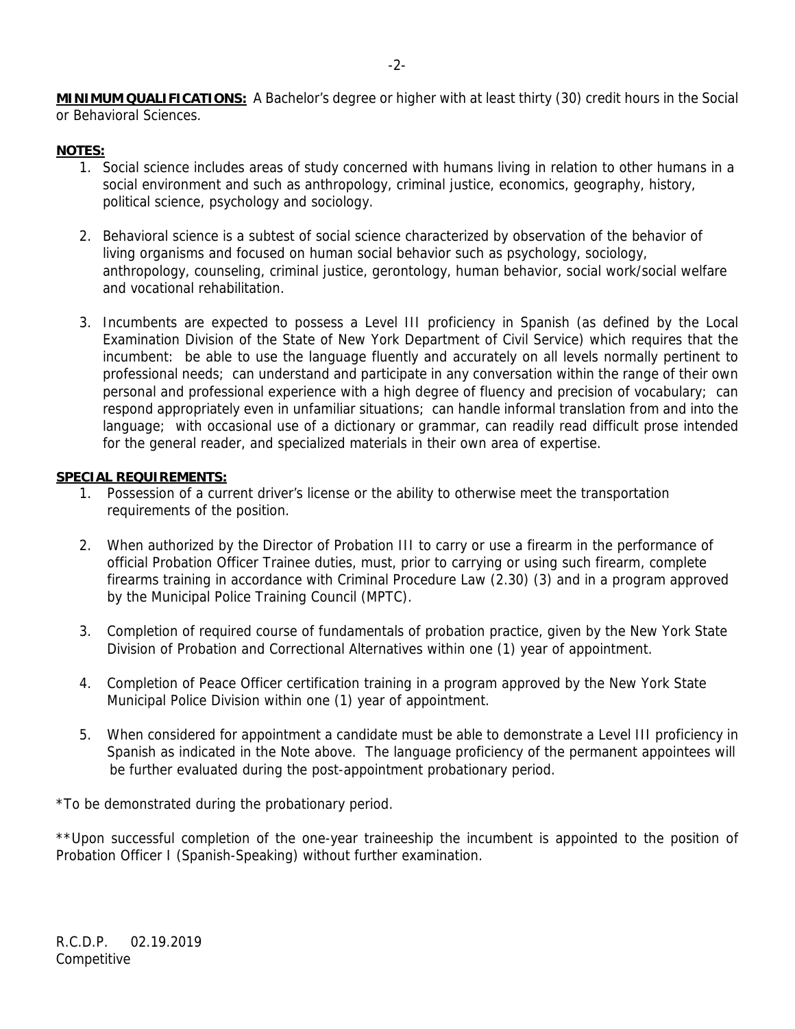**MINIMUM QUALIFICATIONS:** A Bachelor's degree or higher with at least thirty (30) credit hours in the Social or Behavioral Sciences.

**NOTES:**

1. Social science includes areas of study concerned with humans living in relation to other humans in a social environment and such as anthropology, criminal justice, economics, geography, history, political science, psychology and sociology.

2. Behavioral science is a subtest of social science characterized by observation of the behavior of living organisms and focused on human social behavior such as psychology, sociology, anthropology, counseling, criminal justice, gerontology, human behavior, social work/social welfare and vocational rehabilitation.

3. Incumbents are expected to possess a Level III proficiency in Spanish (as defined by the Local Examination Division of the State of New York Department of Civil Service) which requires that the incumbent: be able to use the language fluently and accurately on all levels normally pertinent to professional needs; can understand and participate in any conversation within the range of their own personal and professional experience with a high degree of fluency and precision of vocabulary; can respond appropriately even in unfamiliar situations; can handle informal translation from and into the language; with occasional use of a dictionary or grammar, can readily read difficult prose intended for the general reader, and specialized materials in their own area of expertise.

**SPECIAL REQUIREMENTS:**

1. Possession of a current driver's license or the ability to otherwise meet the transportation requirements of the position.

2. When authorized by the Director of Probation III to carry or use a firearm in the performance of official Probation Officer Trainee duties, must, prior to carrying or using such firearm, complete firearms training in accordance with Criminal Procedure Law (2.30) (3) and in a program approved by the Municipal Police Training Council (MPTC).

3. Completion of required course of fundamentals of probation practice, given by the New York State Division of Probation and Correctional Alternatives within one (1) year of appointment.

4. Completion of Peace Officer certification training in a program approved by the New York State Municipal Police Division within one (1) year of appointment.

5. When considered for appointment a candidate must be able to demonstrate a Level III proficiency in Spanish as indicated in the Note above. The language proficiency of the permanent appointees will be further evaluated during the post-appointment probationary period.

*To be demonstrated during the probationary period.

**Upon successful completion of the one-year traineeship the incumbent is appointed to the position of Probation Officer I (Spanish-Speaking) without further examination.

R.C.D.P. 02.19.2019
Competitive